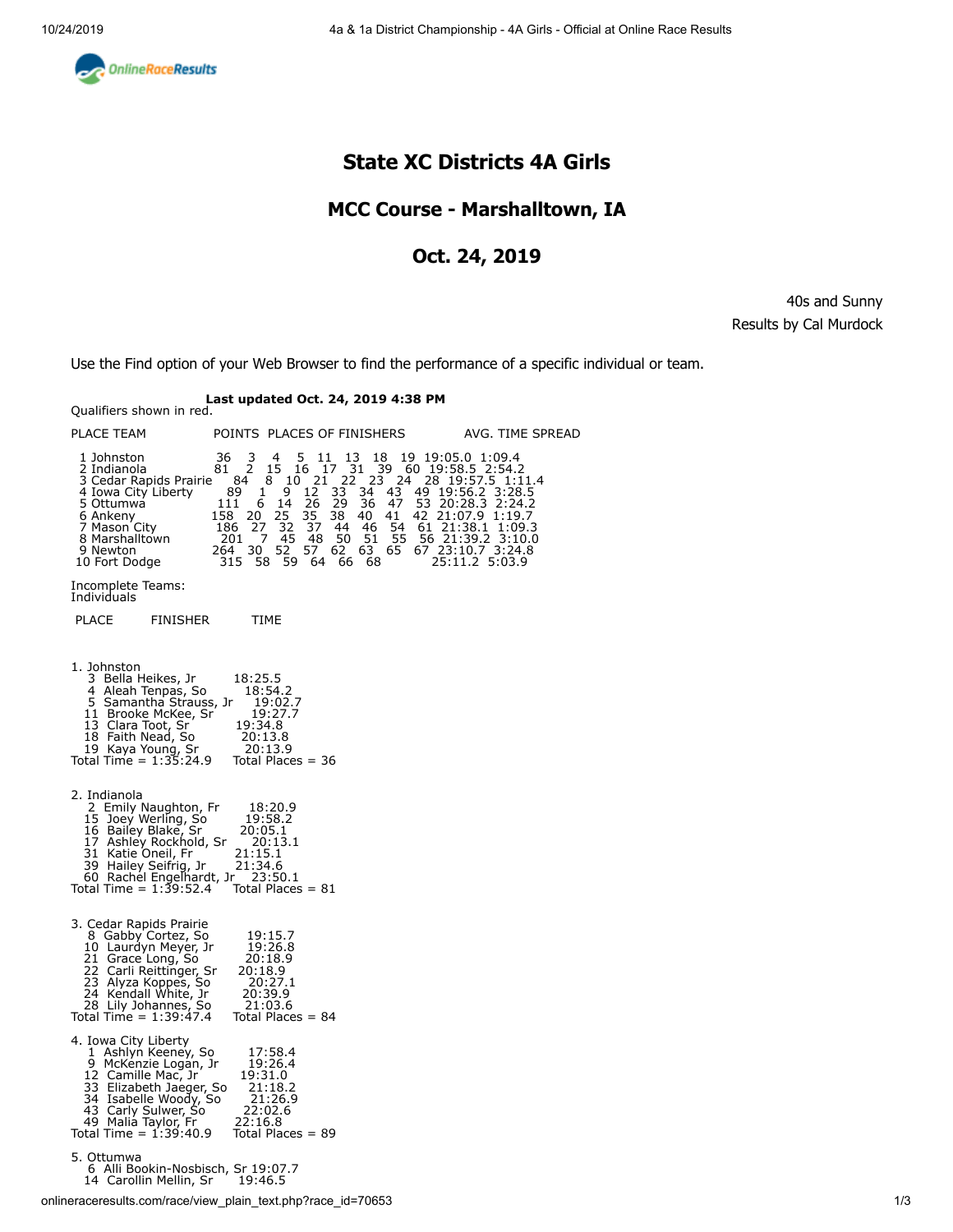# State XC Districts 4A Girls

## MCC Course - Marshalltown, IA

## Oct. 24, 2019

40s and Sunny
Results by Cal Murdock

Use the Find option of your Web Browser to find the performance of a specific individual or team.

**Last updated Oct. 24, 2019 4:38 PM**

Qualifiers shown in red.

| PLACE | TEAM | POINTS | PLACES OF FINISHERS | | | | | | | AVG. TIME | SPREAD |
|---|---|---|---|---|---|---|---|---|---|---|---|
| 1 | Johnston | 36 | 3 | 4 | 5 | 11 | 13 | 18 | 19 | 19:05.0 | 1:09.4 |
| 2 | Indianola | 81 | 2 | 15 | 16 | 17 | 31 | 39 | 60 | 19:58.5 | 2:54.2 |
| 3 | Cedar Rapids Prairie | 84 | 8 | 10 | 21 | 22 | 23 | 24 | 28 | 19:57.5 | 1:11.4 |
| 4 | Iowa City Liberty | 89 | 1 | 9 | 12 | 33 | 34 | 43 | 49 | 19:56.2 | 3:28.5 |
| 5 | Ottumwa | 111 | 6 | 14 | 26 | 29 | 36 | 47 | 53 | 20:28.3 | 2:24.2 |
| 6 | Ankeny | 158 | 20 | 25 | 35 | 38 | 40 | 41 | 42 | 21:07.9 | 1:19.7 |
| 7 | Mason City | 186 | 27 | 32 | 37 | 44 | 46 | 54 | 61 | 21:38.1 | 1:09.3 |
| 8 | Marshalltown | 201 | 7 | 45 | 48 | 50 | 51 | 55 | 56 | 21:39.2 | 3:10.0 |
| 9 | Newton | 264 | 30 | 52 | 57 | 62 | 63 | 65 | 67 | 23:10.7 | 3:24.8 |
| 10 | Fort Dodge | 315 | 58 | 59 | 64 | 66 | 68 | | | 25:11.2 | 5:03.9 |

Incomplete Teams:
Individuals

| PLACE | FINISHER | TIME |
|---|---|---|

**1. Johnston**

| Place | Finisher | Time |
|---|---|---|
| 3 | Bella Heikes, Jr | 18:25.5 |
| 4 | Aleah Tenpas, So | 18:54.2 |
| 5 | Samantha Strauss, Jr | 19:02.7 |
| 11 | Brooke McKee, Sr | 19:27.7 |
| 13 | Clara Toot, Sr | 19:34.8 |
| 18 | Faith Nead, So | 20:13.8 |
| 19 | Kaya Young, Sr | 20:13.9 |

Total Time = 1:35:24.9 Total Places = 36

**2. Indianola**

| Place | Finisher | Time |
|---|---|---|
| 2 | Emily Naughton, Fr | 18:20.9 |
| 15 | Joey Werling, So | 19:58.2 |
| 16 | Bailey Blake, Sr | 20:05.1 |
| 17 | Ashley Rockhold, Sr | 20:13.1 |
| 31 | Katie Oneil, Fr | 21:15.1 |
| 39 | Hailey Seifrig, Jr | 21:34.6 |
| 60 | Rachel Engelhardt, Jr | 23:50.1 |

Total Time = 1:39:52.4 Total Places = 81

**3. Cedar Rapids Prairie**

| Place | Finisher | Time |
|---|---|---|
| 8 | Gabby Cortez, So | 19:15.7 |
| 10 | Laurdyn Meyer, Jr | 19:26.8 |
| 21 | Grace Long, So | 20:18.9 |
| 22 | Carli Reittinger, Sr | 20:18.9 |
| 23 | Alyza Koppes, So | 20:27.1 |
| 24 | Kendall White, Jr | 20:39.9 |
| 28 | Lily Johannes, So | 21:03.6 |

Total Time = 1:39:47.4 Total Places = 84

**4. Iowa City Liberty**

| Place | Finisher | Time |
|---|---|---|
| 1 | Ashlyn Keeney, So | 17:58.4 |
| 9 | McKenzie Logan, Jr | 19:26.4 |
| 12 | Camille Mac, Jr | 19:31.0 |
| 33 | Elizabeth Jaeger, So | 21:18.2 |
| 34 | Isabelle Woody, So | 21:26.9 |
| 43 | Carly Sulwer, So | 22:02.6 |
| 49 | Malia Taylor, Fr | 22:16.8 |

Total Time = 1:39:40.9 Total Places = 89

**5. Ottumwa**

| Place | Finisher | Time |
|---|---|---|
| 6 | Alli Bookin-Nosbisch, Sr | 19:07.7 |
| 14 | Carollin Mellin, Sr | 19:46.5 |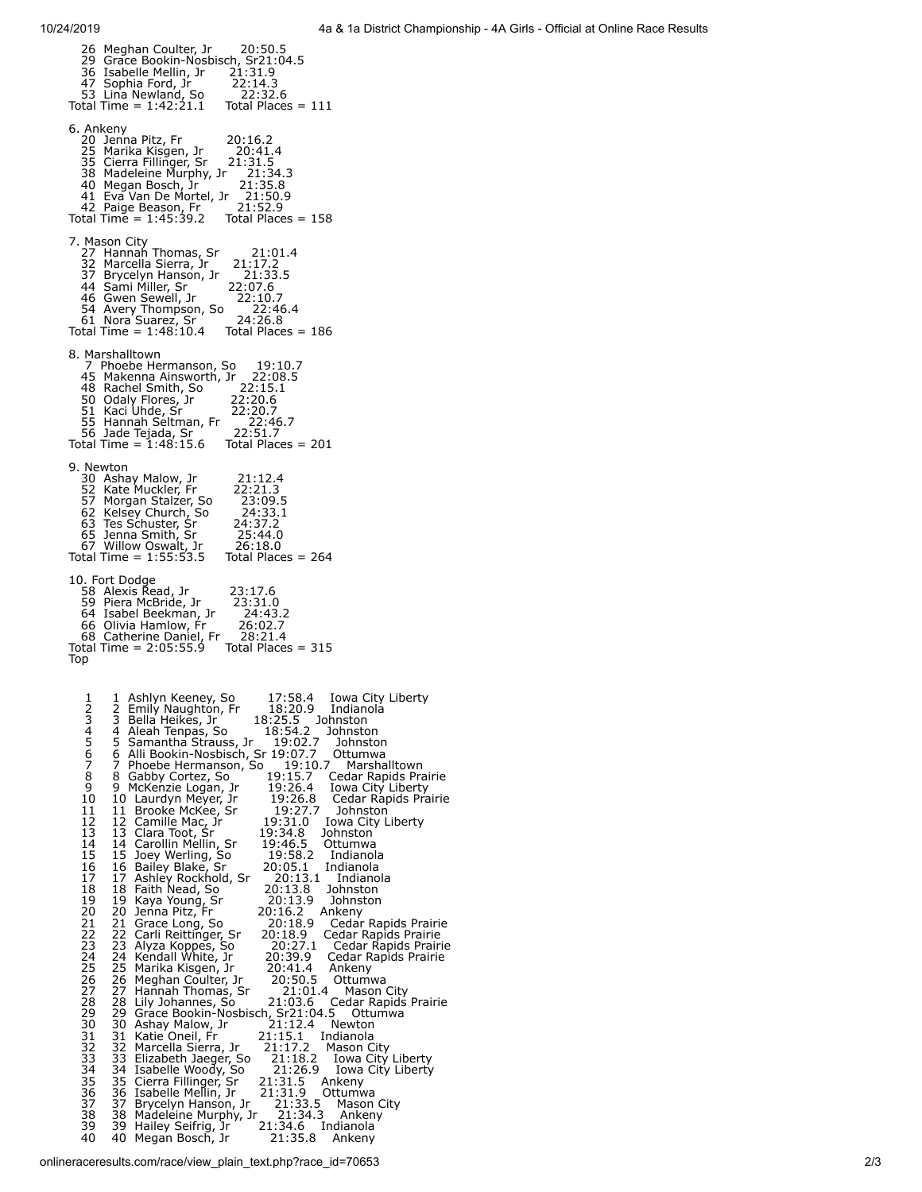```
    26  Meghan Coulter, Jr       20:50.5
    29  Grace Bookin-Nosbisch, Sr21:04.5
    36  Isabelle Mellin, Jr      21:31.9
    47  Sophia Ford, Jr          22:14.3
    53  Lina Newland, So         22:32.6
 Total Time = 1:42:21.1    Total Places = 111

 6. Ankeny
    20  Jenna Pitz, Fr           20:16.2
    25  Marika Kisgen, Jr        20:41.4
    35  Cierra Fillinger, Sr     21:31.5
    38  Madeleine Murphy, Jr     21:34.3
    40  Megan Bosch, Jr          21:35.8
    41  Eva Van De Mortel, Jr    21:50.9
    42  Paige Beason, Fr         21:52.9
 Total Time = 1:45:39.2    Total Places = 158

 7. Mason City
    27  Hannah Thomas, Sr        21:01.4
    32  Marcella Sierra, Jr      21:17.2
    37  Brycelyn Hanson, Jr      21:33.5
    44  Sami Miller, Sr          22:07.6
    46  Gwen Sewell, Jr          22:10.7
    54  Avery Thompson, So       22:46.4
    61  Nora Suarez, Sr          24:26.8
 Total Time = 1:48:10.4    Total Places = 186

 8. Marshalltown
     7  Phoebe Hermanson, So     19:10.7
    45  Makenna Ainsworth, Jr    22:08.5
    48  Rachel Smith, So         22:15.1
    50  Odaly Flores, Jr         22:20.6
    51  Kaci Uhde, Sr            22:20.7
    55  Hannah Seltman, Fr       22:46.7
    56  Jade Tejada, Sr          22:51.7
 Total Time = 1:48:15.6    Total Places = 201

 9. Newton
    30  Ashay Malow, Jr          21:12.4
    52  Kate Muckler, Fr         22:21.3
    57  Morgan Stalzer, So       23:09.5
    62  Kelsey Church, So        24:33.1
    63  Tes Schuster, Sr         24:37.2
    65  Jenna Smith, Sr          25:44.0
    67  Willow Oswalt, Jr        26:18.0
 Total Time = 1:55:53.5    Total Places = 264

 10. Fort Dodge
    58  Alexis Read, Jr          23:17.6
    59  Piera McBride, Jr        23:31.0
    64  Isabel Beekman, Jr       24:43.2
    66  Olivia Hamlow, Fr        26:02.7
    68  Catherine Daniel, Fr     28:21.4
 Total Time = 2:05:55.9    Total Places = 315
Top


  1    1  Ashlyn Keeney, So        17:58.4    Iowa City Liberty
  2    2  Emily Naughton, Fr       18:20.9    Indianola
  3    3  Bella Heikes, Jr         18:25.5    Johnston
  4    4  Aleah Tenpas, So         18:54.2    Johnston
  5    5  Samantha Strauss, Jr     19:02.7    Johnston
  6    6  Alli Bookin-Nosbisch, Sr 19:07.7    Ottumwa
  7    7  Phoebe Hermanson, So     19:10.7    Marshalltown
  8    8  Gabby Cortez, So         19:15.7    Cedar Rapids Prairie
  9    9  McKenzie Logan, Jr       19:26.4    Iowa City Liberty
 10   10  Laurdyn Meyer, Jr        19:26.8    Cedar Rapids Prairie
 11   11  Brooke McKee, Sr         19:27.7    Johnston
 12   12  Camille Mac, Jr          19:31.0    Iowa City Liberty
 13   13  Clara Toot, Sr           19:34.8    Johnston
 14   14  Carollin Mellin, Sr      19:46.5    Ottumwa
 15   15  Joey Werling, So         19:58.2    Indianola
 16   16  Bailey Blake, Sr         20:05.1    Indianola
 17   17  Ashley Rockhold, Sr      20:13.1    Indianola
 18   18  Faith Nead, So           20:13.8    Johnston
 19   19  Kaya Young, Sr           20:13.9    Johnston
 20   20  Jenna Pitz, Fr           20:16.2    Ankeny
 21   21  Grace Long, So           20:18.9    Cedar Rapids Prairie
 22   22  Carli Reittinger, Sr     20:18.9    Cedar Rapids Prairie
 23   23  Alyza Koppes, So         20:27.1    Cedar Rapids Prairie
 24   24  Kendall White, Jr        20:39.9    Cedar Rapids Prairie
 25   25  Marika Kisgen, Jr        20:41.4    Ankeny
 26   26  Meghan Coulter, Jr       20:50.5    Ottumwa
 27   27  Hannah Thomas, Sr        21:01.4    Mason City
 28   28  Lily Johannes, So        21:03.6    Cedar Rapids Prairie
 29   29  Grace Bookin-Nosbisch, Sr21:04.5    Ottumwa
 30   30  Ashay Malow, Jr          21:12.4    Newton
 31   31  Katie Oneil, Fr          21:15.1    Indianola
 32   32  Marcella Sierra, Jr      21:17.2    Mason City
 33   33  Elizabeth Jaeger, So     21:18.2    Iowa City Liberty
 34   34  Isabelle Woody, So       21:26.9    Iowa City Liberty
 35   35  Cierra Fillinger, Sr     21:31.5    Ankeny
 36   36  Isabelle Mellin, Jr      21:31.9    Ottumwa
 37   37  Brycelyn Hanson, Jr      21:33.5    Mason City
 38   38  Madeleine Murphy, Jr     21:34.3    Ankeny
 39   39  Hailey Seifrig, Jr       21:34.6    Indianola
 40   40  Megan Bosch, Jr          21:35.8    Ankeny
```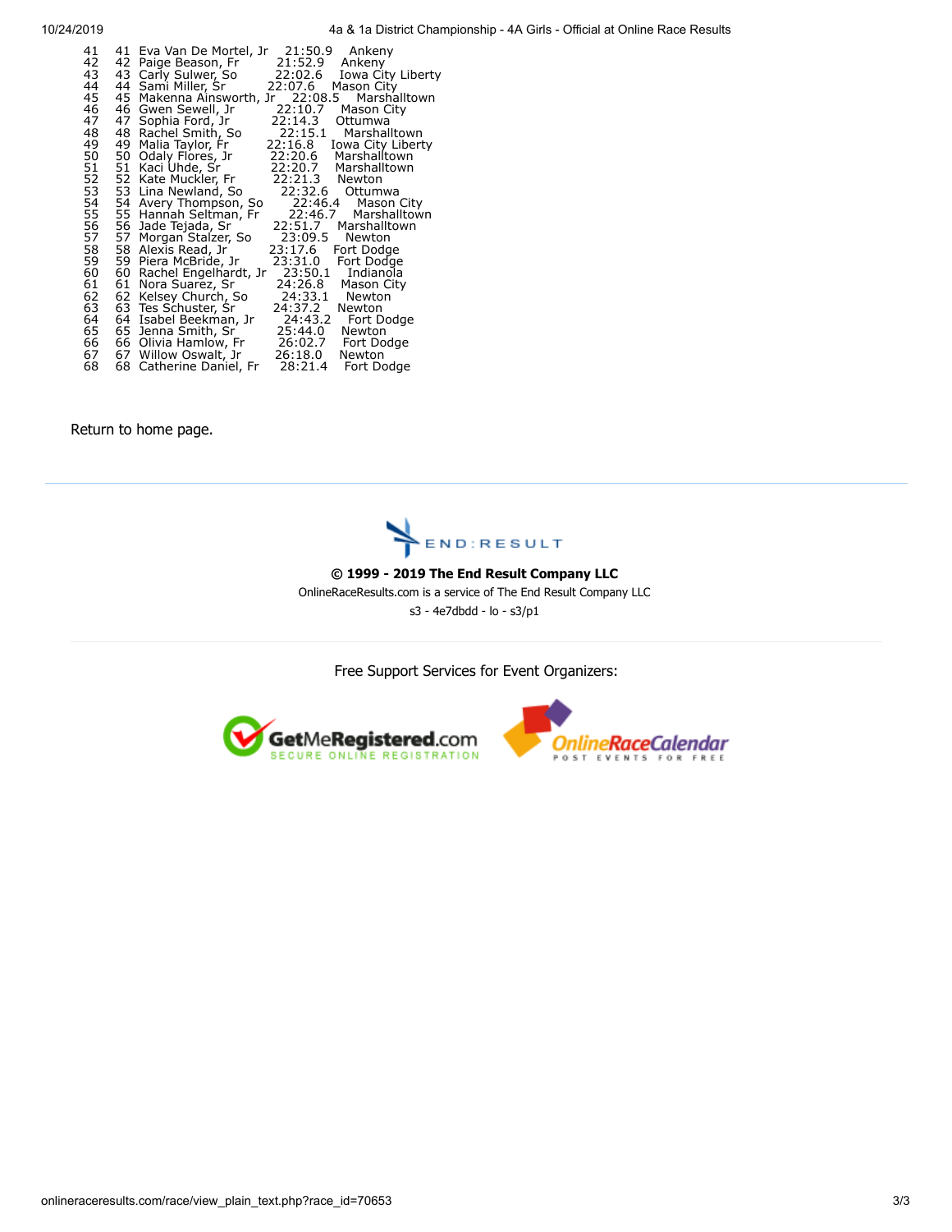```
41   41  Eva Van De Mortel, Jr    21:50.9   Ankeny
42   42  Paige Beason, Fr         21:52.9   Ankeny
43   43  Carly Sulwer, So         22:02.6   Iowa City Liberty
44   44  Sami Miller, Sr          22:07.6   Mason City
45   45  Makenna Ainsworth, Jr    22:08.5   Marshalltown
46   46  Gwen Sewell, Jr          22:10.7   Mason City
47   47  Sophia Ford, Jr          22:14.3   Ottumwa
48   48  Rachel Smith, So         22:15.1   Marshalltown
49   49  Malia Taylor, Fr         22:16.8   Iowa City Liberty
50   50  Odaly Flores, Jr         22:20.6   Marshalltown
51   51  Kaci Uhde, Sr            22:20.7   Marshalltown
52   52  Kate Muckler, Fr         22:21.3   Newton
53   53  Lina Newland, So         22:32.6   Ottumwa
54   54  Avery Thompson, So       22:46.4   Mason City
55   55  Hannah Seltman, Fr       22:46.7   Marshalltown
56   56  Jade Tejada, Sr          22:51.7   Marshalltown
57   57  Morgan Stalzer, So       23:09.5   Newton
58   58  Alexis Read, Jr          23:17.6   Fort Dodge
59   59  Piera McBride, Jr        23:31.0   Fort Dodge
60   60  Rachel Engelhardt, Jr    23:50.1   Indianola
61   61  Nora Suarez, Sr          24:26.8   Mason City
62   62  Kelsey Church, So        24:33.1   Newton
63   63  Tes Schuster, Sr         24:37.2   Newton
64   64  Isabel Beekman, Jr       24:43.2   Fort Dodge
65   65  Jenna Smith, Sr          25:44.0   Newton
66   66  Olivia Hamlow, Fr        26:02.7   Fort Dodge
67   67  Willow Oswalt, Jr        26:18.0   Newton
68   68  Catherine Daniel, Fr     28:21.4   Fort Dodge
```

Return to home page.

END:RESULT

**© 1999 - 2019 The End Result Company LLC**

OnlineRaceResults.com is a service of The End Result Company LLC

s3 - 4e7dbdd - lo - s3/p1

Free Support Services for Event Organizers:

GetMeRegistered.com SECURE ONLINE REGISTRATION

OnlineRaceCalendar POST EVENTS FOR FREE